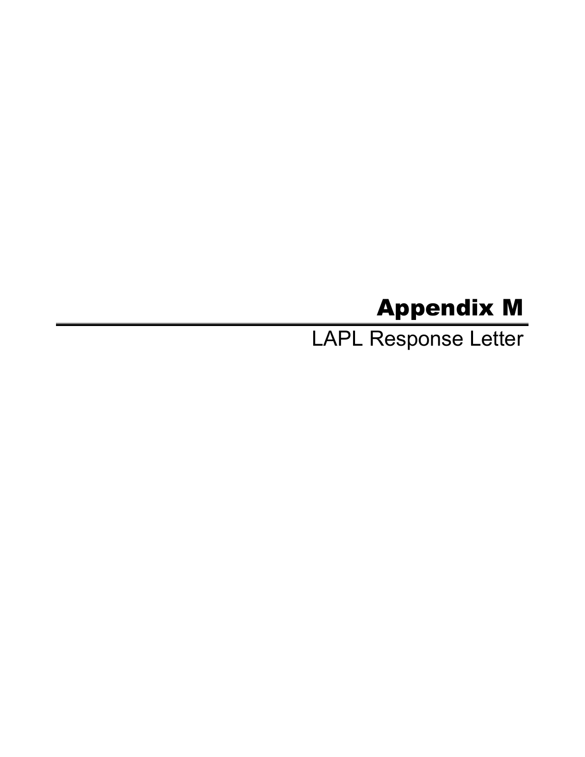# Appendix M

LAPL Response Letter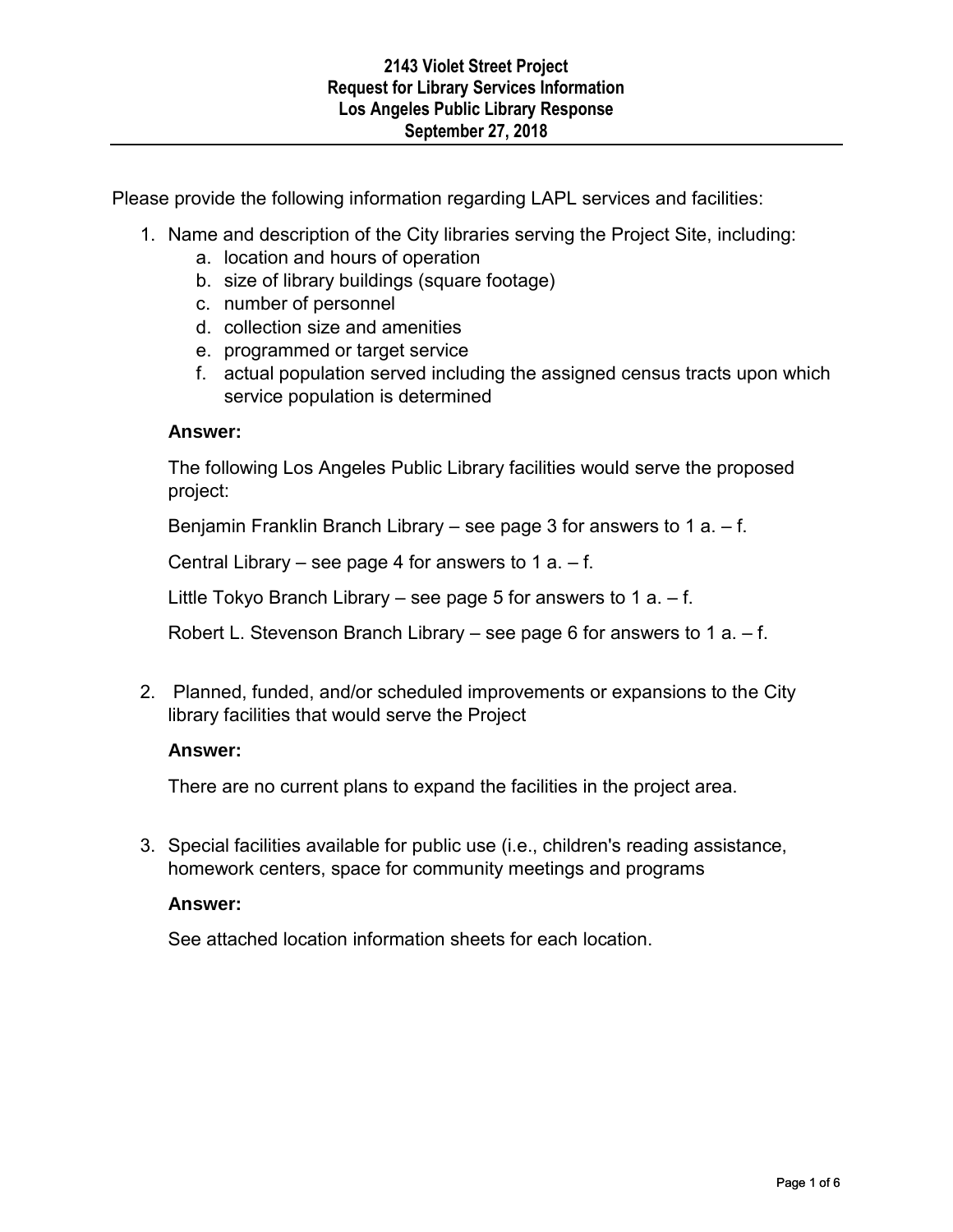**2143 Violet Street Project**
**Request for Library Services Information**
**Los Angeles Public Library Response**
**September 27, 2018**

---

Please provide the following information regarding LAPL services and facilities:

1. Name and description of the City libraries serving the Project Site, including:
   a. location and hours of operation
   b. size of library buildings (square footage)
   c. number of personnel
   d. collection size and amenities
   e. programmed or target service
   f. actual population served including the assigned census tracts upon which service population is determined

   **Answer:**

   The following Los Angeles Public Library facilities would serve the proposed project:

   Benjamin Franklin Branch Library – see page 3 for answers to 1 a. – f.

   Central Library – see page 4 for answers to 1 a. – f.

   Little Tokyo Branch Library – see page 5 for answers to 1 a. – f.

   Robert L. Stevenson Branch Library – see page 6 for answers to 1 a. – f.

2. Planned, funded, and/or scheduled improvements or expansions to the City library facilities that would serve the Project

   **Answer:**

   There are no current plans to expand the facilities in the project area.

3. Special facilities available for public use (i.e., children's reading assistance, homework centers, space for community meetings and programs

   **Answer:**

   See attached location information sheets for each location.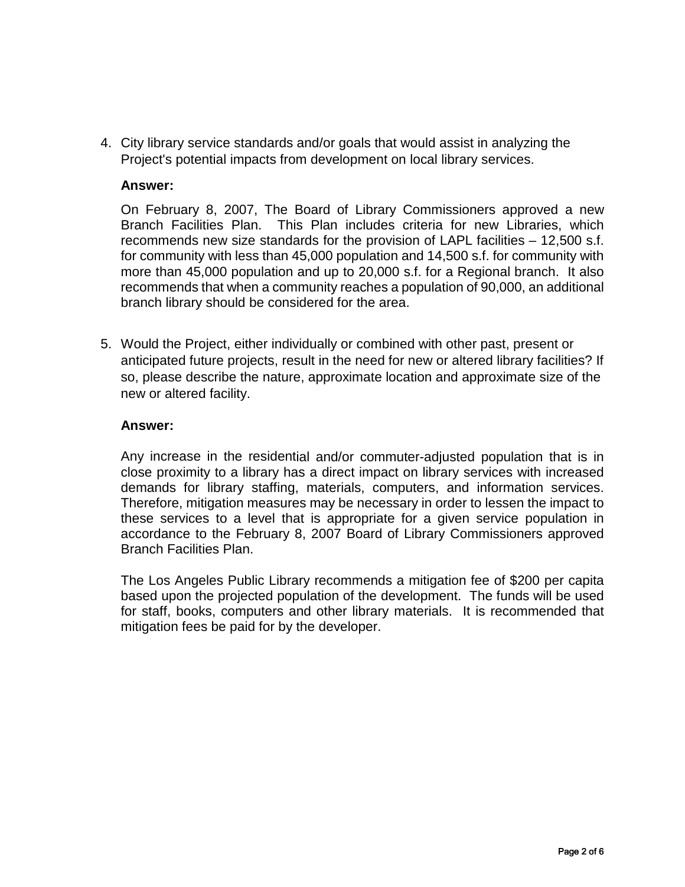4. City library service standards and/or goals that would assist in analyzing the Project's potential impacts from development on local library services.

   **Answer:**

   On February 8, 2007, The Board of Library Commissioners approved a new Branch Facilities Plan. This Plan includes criteria for new Libraries, which recommends new size standards for the provision of LAPL facilities – 12,500 s.f. for community with less than 45,000 population and 14,500 s.f. for community with more than 45,000 population and up to 20,000 s.f. for a Regional branch. It also recommends that when a community reaches a population of 90,000, an additional branch library should be considered for the area.

5. Would the Project, either individually or combined with other past, present or anticipated future projects, result in the need for new or altered library facilities? If so, please describe the nature, approximate location and approximate size of the new or altered facility.

   **Answer:**

   Any increase in the residential and/or commuter-adjusted population that is in close proximity to a library has a direct impact on library services with increased demands for library staffing, materials, computers, and information services. Therefore, mitigation measures may be necessary in order to lessen the impact to these services to a level that is appropriate for a given service population in accordance to the February 8, 2007 Board of Library Commissioners approved Branch Facilities Plan.

   The Los Angeles Public Library recommends a mitigation fee of $200 per capita based upon the projected population of the development. The funds will be used for staff, books, computers and other library materials. It is recommended that mitigation fees be paid for by the developer.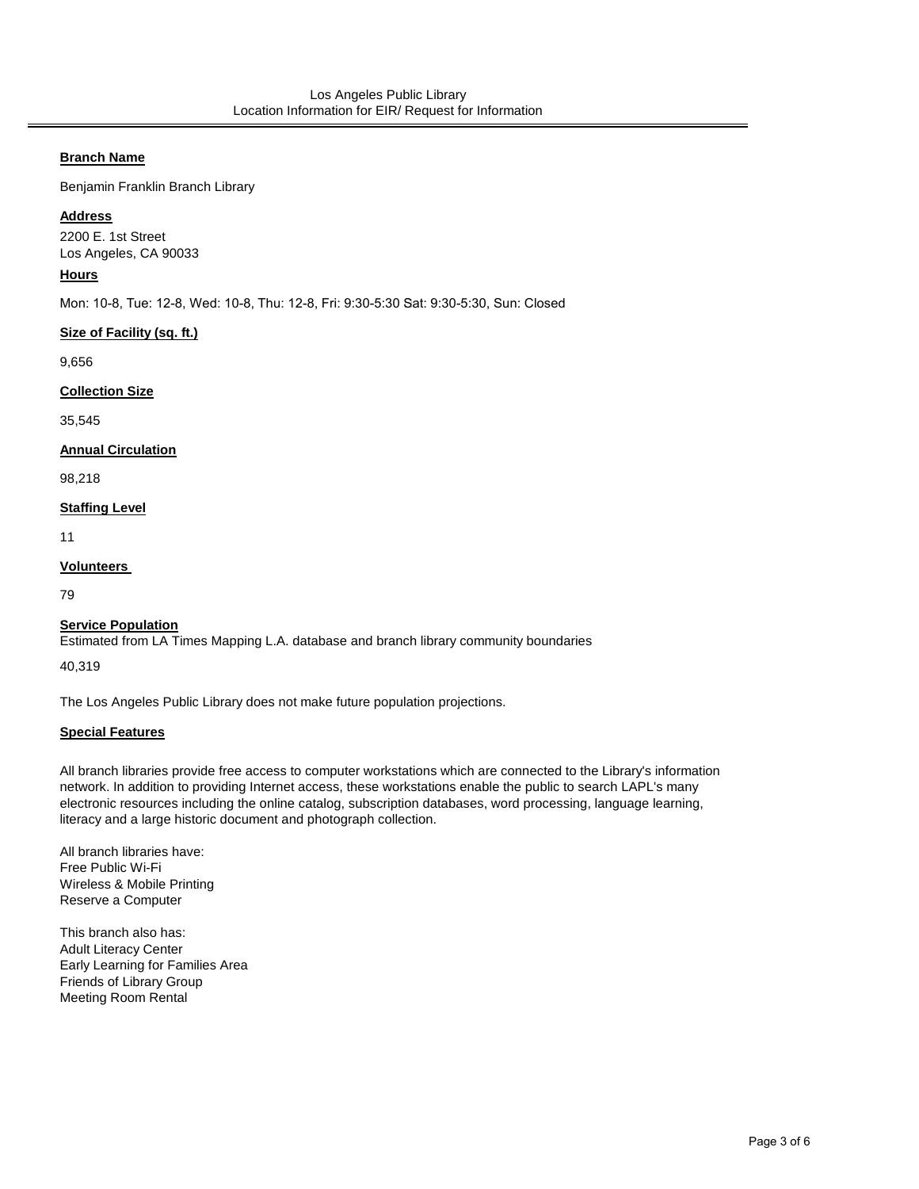Los Angeles Public Library
Location Information for EIR/ Request for Information

**Branch Name**

Benjamin Franklin Branch Library

**Address**

2200 E. 1st Street
Los Angeles, CA 90033

**Hours**

Mon: 10-8, Tue: 12-8, Wed: 10-8, Thu: 12-8, Fri: 9:30-5:30 Sat: 9:30-5:30, Sun: Closed

**Size of Facility (sq. ft.)**

9,656

**Collection Size**

35,545

**Annual Circulation**

98,218

**Staffing Level**

11

**Volunteers**

79

**Service Population**
Estimated from LA Times Mapping L.A. database and branch library community boundaries

40,319

The Los Angeles Public Library does not make future population projections.

**Special Features**

All branch libraries provide free access to computer workstations which are connected to the Library's information network. In addition to providing Internet access, these workstations enable the public to search LAPL's many electronic resources including the online catalog, subscription databases, word processing, language learning, literacy and a large historic document and photograph collection.

All branch libraries have:
Free Public Wi-Fi
Wireless & Mobile Printing
Reserve a Computer

This branch also has:
Adult Literacy Center
Early Learning for Families Area
Friends of Library Group
Meeting Room Rental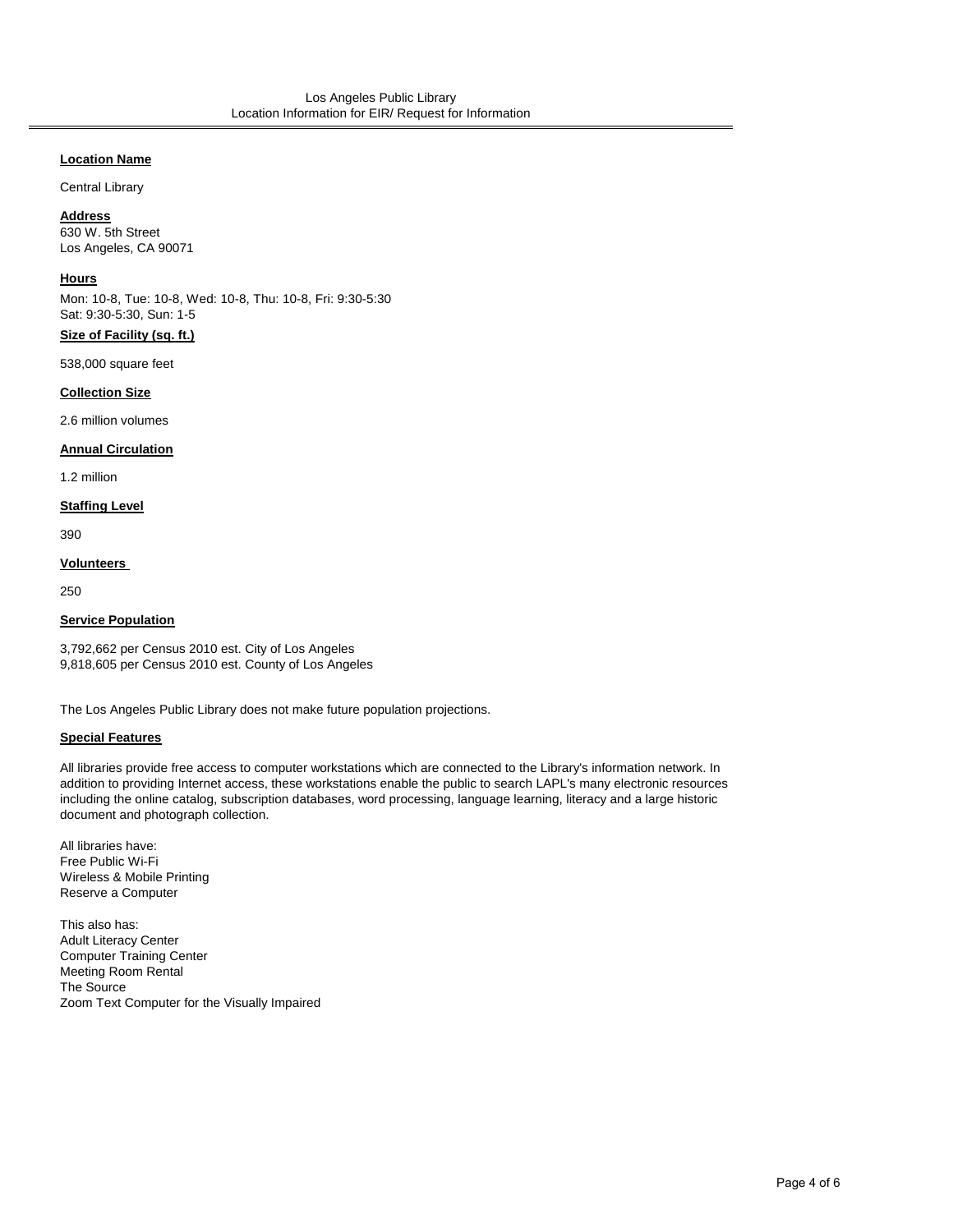Los Angeles Public Library
Location Information for EIR/ Request for Information

**Location Name**

Central Library

**Address**

630 W. 5th Street
Los Angeles, CA 90071

**Hours**

Mon: 10-8, Tue: 10-8, Wed: 10-8, Thu: 10-8, Fri: 9:30-5:30
Sat: 9:30-5:30, Sun: 1-5

**Size of Facility (sq. ft.)**

538,000 square feet

**Collection Size**

2.6 million volumes

**Annual Circulation**

1.2 million

**Staffing Level**

390

**Volunteers**

250

**Service Population**

3,792,662 per Census 2010 est. City of Los Angeles
9,818,605 per Census 2010 est. County of Los Angeles

The Los Angeles Public Library does not make future population projections.

**Special Features**

All libraries provide free access to computer workstations which are connected to the Library's information network. In addition to providing Internet access, these workstations enable the public to search LAPL's many electronic resources including the online catalog, subscription databases, word processing, language learning, literacy and a large historic document and photograph collection.

All libraries have:
Free Public Wi-Fi
Wireless & Mobile Printing
Reserve a Computer

This also has:
Adult Literacy Center
Computer Training Center
Meeting Room Rental
The Source
Zoom Text Computer for the Visually Impaired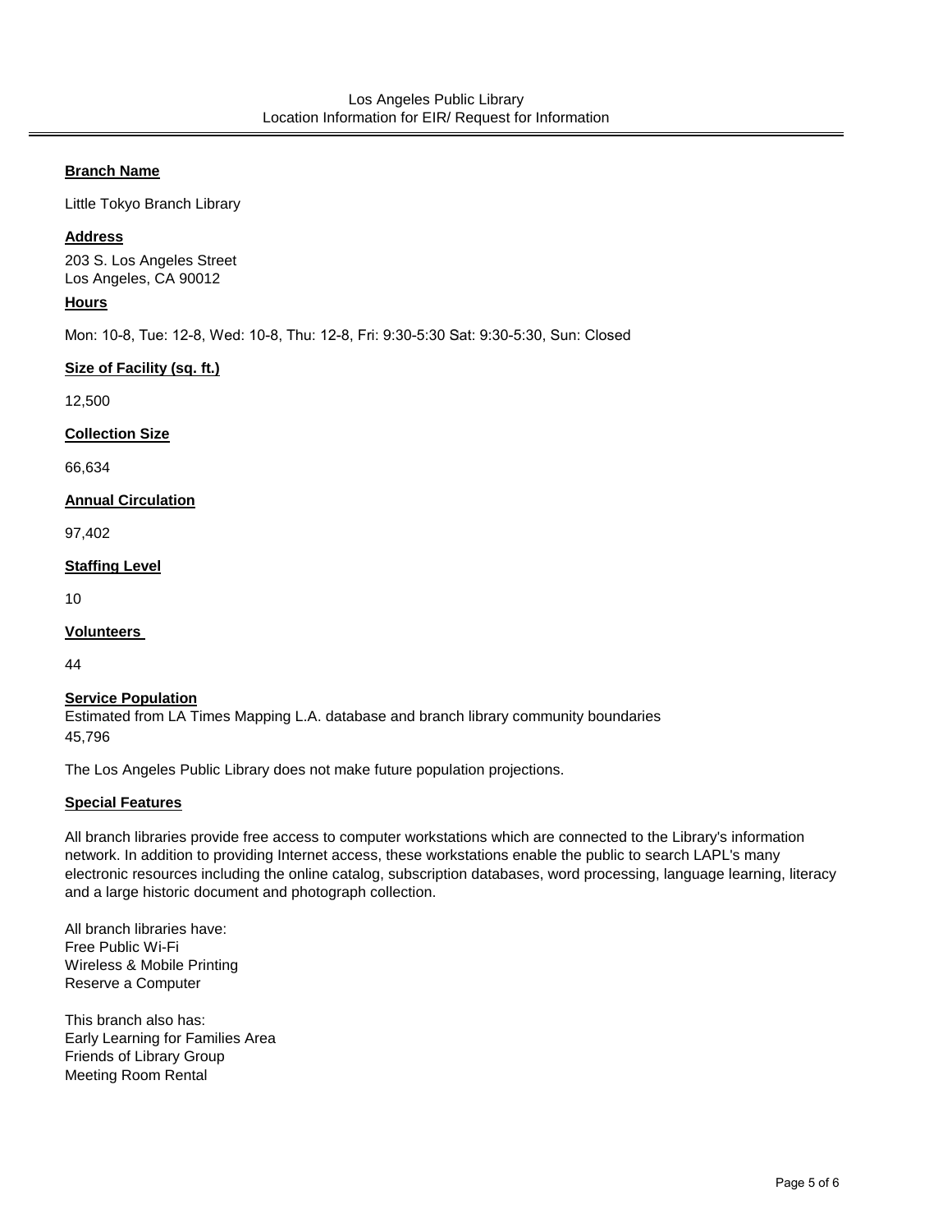Los Angeles Public Library
Location Information for EIR/ Request for Information

**Branch Name**

Little Tokyo Branch Library

**Address**

203 S. Los Angeles Street
Los Angeles, CA 90012

**Hours**

Mon: 10-8, Tue: 12-8, Wed: 10-8, Thu: 12-8, Fri: 9:30-5:30 Sat: 9:30-5:30, Sun: Closed

**Size of Facility (sq. ft.)**

12,500

**Collection Size**

66,634

**Annual Circulation**

97,402

**Staffing Level**

10

**Volunteers**

44

**Service Population**

Estimated from LA Times Mapping L.A. database and branch library community boundaries
45,796

The Los Angeles Public Library does not make future population projections.

**Special Features**

All branch libraries provide free access to computer workstations which are connected to the Library's information network. In addition to providing Internet access, these workstations enable the public to search LAPL's many electronic resources including the online catalog, subscription databases, word processing, language learning, literacy and a large historic document and photograph collection.

All branch libraries have:
Free Public Wi-Fi
Wireless & Mobile Printing
Reserve a Computer

This branch also has:
Early Learning for Families Area
Friends of Library Group
Meeting Room Rental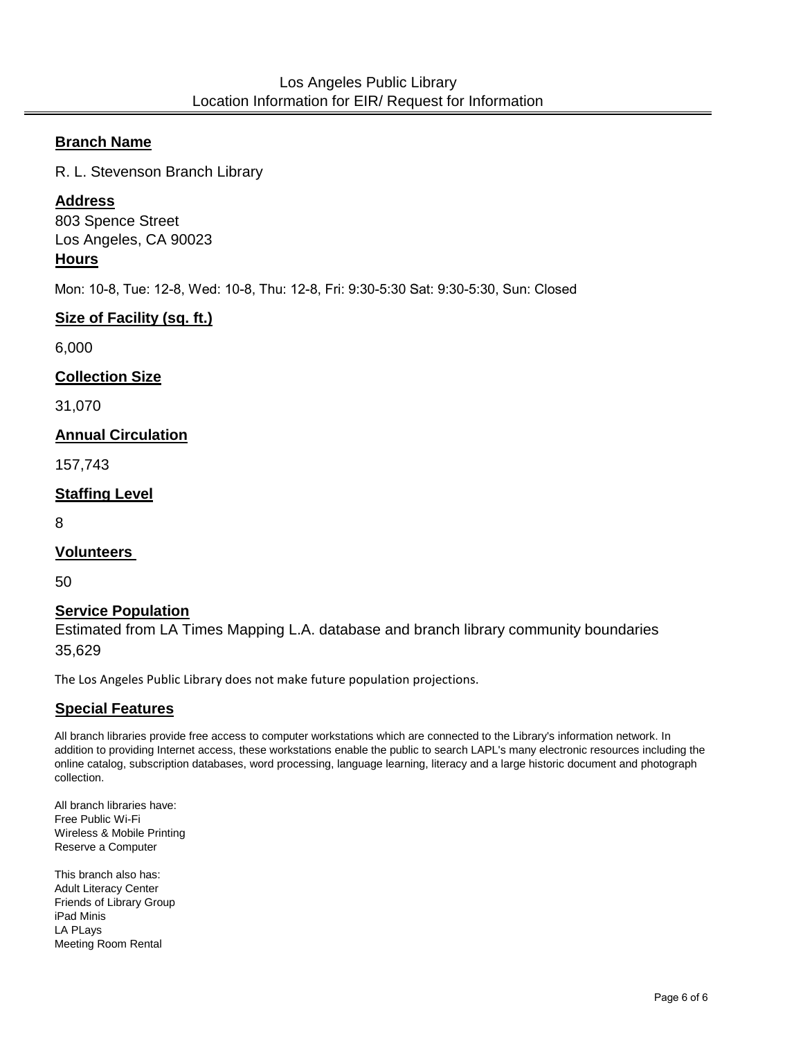Los Angeles Public Library
Location Information for EIR/ Request for Information

## Branch Name

R. L. Stevenson Branch Library

## Address

803 Spence Street
Los Angeles, CA 90023

## Hours

Mon: 10-8, Tue: 12-8, Wed: 10-8, Thu: 12-8, Fri: 9:30-5:30 Sat: 9:30-5:30, Sun: Closed

## Size of Facility (sq. ft.)

6,000

## Collection Size

31,070

## Annual Circulation

157,743

## Staffing Level

8

## Volunteers

50

## Service Population

Estimated from LA Times Mapping L.A. database and branch library community boundaries
35,629

The Los Angeles Public Library does not make future population projections.

## Special Features

All branch libraries provide free access to computer workstations which are connected to the Library's information network. In addition to providing Internet access, these workstations enable the public to search LAPL's many electronic resources including the online catalog, subscription databases, word processing, language learning, literacy and a large historic document and photograph collection.

All branch libraries have:
Free Public Wi-Fi
Wireless & Mobile Printing
Reserve a Computer

This branch also has:
Adult Literacy Center
Friends of Library Group
iPad Minis
LA PLays
Meeting Room Rental